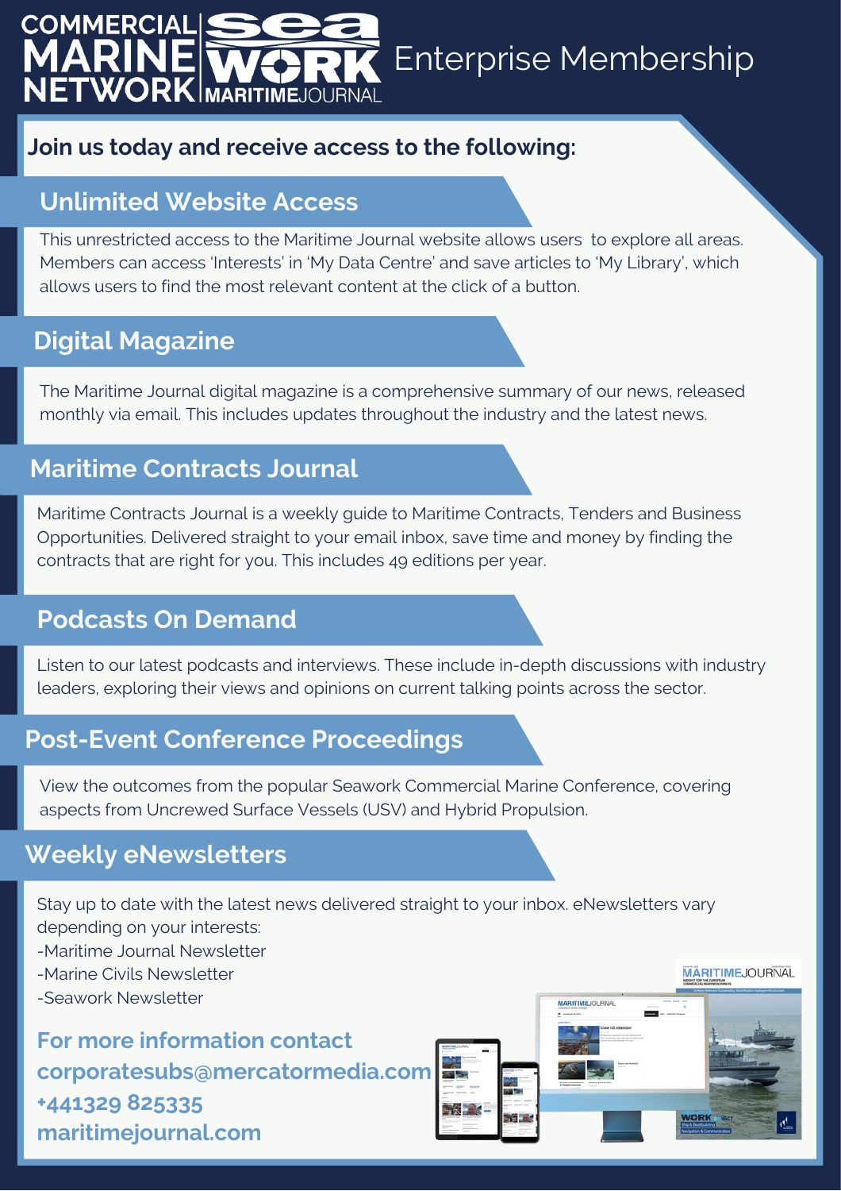# COMMERCIAL MARINE NETWORK | Seawork | MARITIME JOURNAL — Enterprise Membership

**Join us today and receive access to the following:**

## Unlimited Website Access

This unrestricted access to the Maritime Journal website allows users to explore all areas. Members can access 'Interests' in 'My Data Centre' and save articles to 'My Library', which allows users to find the most relevant content at the click of a button.

## Digital Magazine

The Maritime Journal digital magazine is a comprehensive summary of our news, released monthly via email. This includes updates throughout the industry and the latest news.

## Maritime Contracts Journal

Maritime Contracts Journal is a weekly guide to Maritime Contracts, Tenders and Business Opportunities. Delivered straight to your email inbox, save time and money by finding the contracts that are right for you. This includes 49 editions per year.

## Podcasts On Demand

Listen to our latest podcasts and interviews. These include in-depth discussions with industry leaders, exploring their views and opinions on current talking points across the sector.

## Post-Event Conference Proceedings

View the outcomes from the popular Seawork Commercial Marine Conference, covering aspects from Uncrewed Surface Vessels (USV) and Hybrid Propulsion.

## Weekly eNewsletters

Stay up to date with the latest news delivered straight to your inbox. eNewsletters vary depending on your interests:

- Maritime Journal Newsletter
- Marine Civils Newsletter
- Seawork Newsletter

**For more information contact**
**corporatesubs@mercatormedia.com**
**+441329 825335**
**maritimejournal.com**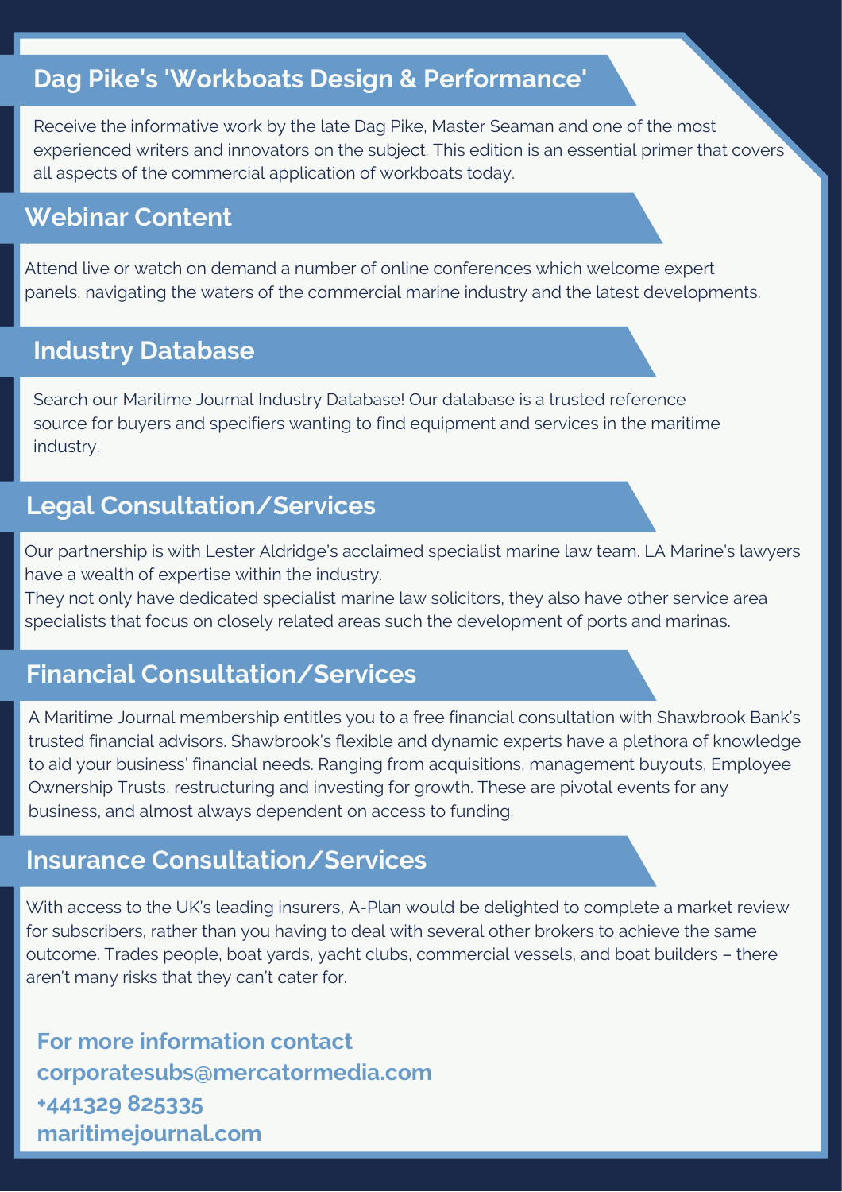## Dag Pike's 'Workboats Design & Performance'

Receive the informative work by the late Dag Pike, Master Seaman and one of the most experienced writers and innovators on the subject. This edition is an essential primer that covers all aspects of the commercial application of workboats today.

## Webinar Content

Attend live or watch on demand a number of online conferences which welcome expert panels, navigating the waters of the commercial marine industry and the latest developments.

## Industry Database

Search our Maritime Journal Industry Database! Our database is a trusted reference source for buyers and specifiers wanting to find equipment and services in the maritime industry.

## Legal Consultation/Services

Our partnership is with Lester Aldridge's acclaimed specialist marine law team. LA Marine's lawyers have a wealth of expertise within the industry.
They not only have dedicated specialist marine law solicitors, they also have other service area specialists that focus on closely related areas such the development of ports and marinas.

## Financial Consultation/Services

A Maritime Journal membership entitles you to a free financial consultation with Shawbrook Bank's trusted financial advisors. Shawbrook's flexible and dynamic experts have a plethora of knowledge to aid your business' financial needs. Ranging from acquisitions, management buyouts, Employee Ownership Trusts, restructuring and investing for growth. These are pivotal events for any business, and almost always dependent on access to funding.

## Insurance Consultation/Services

With access to the UK's leading insurers, A-Plan would be delighted to complete a market review for subscribers, rather than you having to deal with several other brokers to achieve the same outcome. Trades people, boat yards, yacht clubs, commercial vessels, and boat builders – there aren't many risks that they can't cater for.

**For more information contact**
**corporatesubs@mercatormedia.com**
**+441329 825335**
**maritimejournal.com**